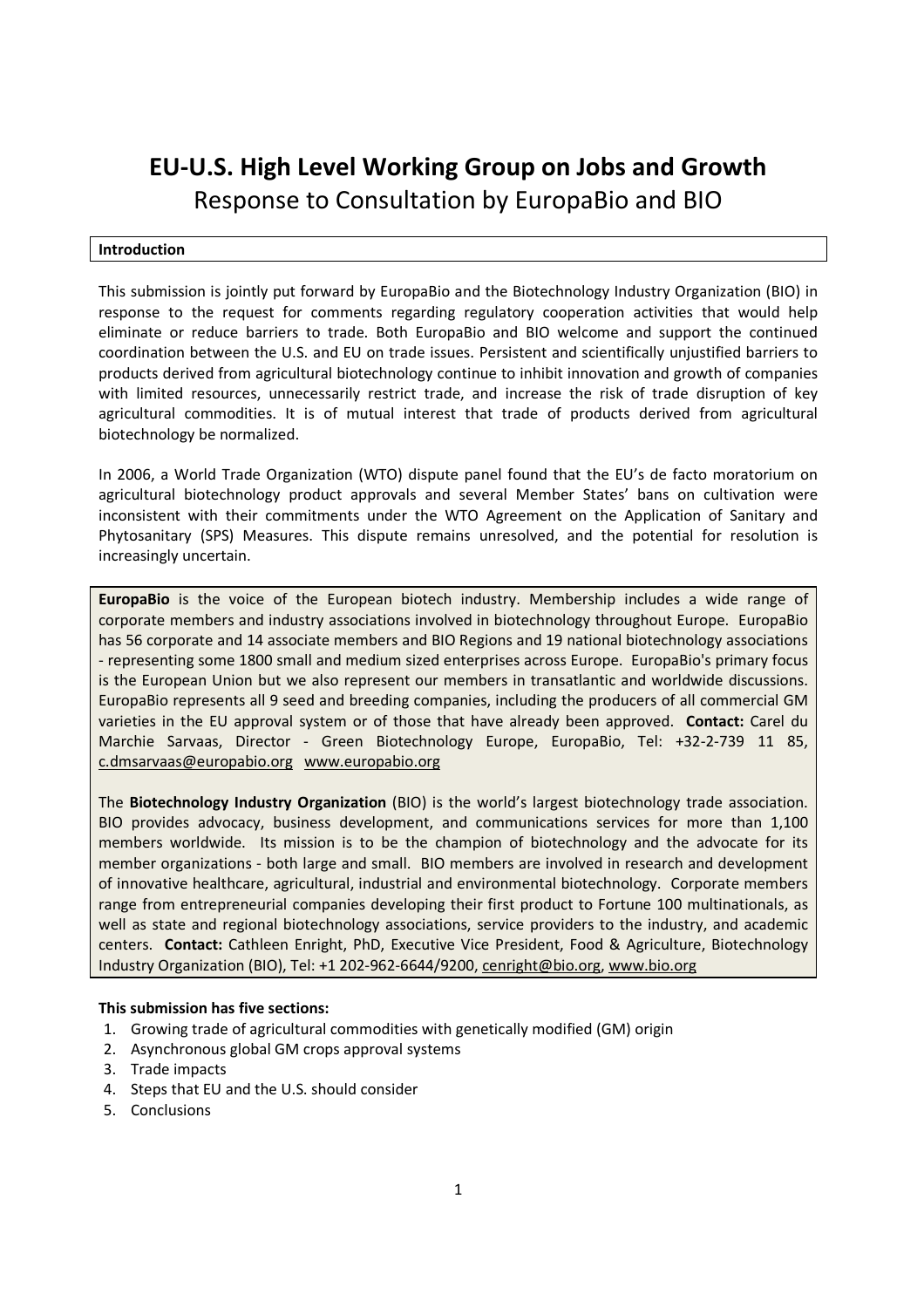# EU-U.S. High Level Working Group on Jobs and Growth

## Response to Consultation by EuropaBio and BIO

**Introduction**

This submission is jointly put forward by EuropaBio and the Biotechnology Industry Organization (BIO) in response to the request for comments regarding regulatory cooperation activities that would help eliminate or reduce barriers to trade. Both EuropaBio and BIO welcome and support the continued coordination between the U.S. and EU on trade issues. Persistent and scientifically unjustified barriers to products derived from agricultural biotechnology continue to inhibit innovation and growth of companies with limited resources, unnecessarily restrict trade, and increase the risk of trade disruption of key agricultural commodities. It is of mutual interest that trade of products derived from agricultural biotechnology be normalized.

In 2006, a World Trade Organization (WTO) dispute panel found that the EU's de facto moratorium on agricultural biotechnology product approvals and several Member States' bans on cultivation were inconsistent with their commitments under the WTO Agreement on the Application of Sanitary and Phytosanitary (SPS) Measures. This dispute remains unresolved, and the potential for resolution is increasingly uncertain.

**EuropaBio** is the voice of the European biotech industry. Membership includes a wide range of corporate members and industry associations involved in biotechnology throughout Europe. EuropaBio has 56 corporate and 14 associate members and BIO Regions and 19 national biotechnology associations - representing some 1800 small and medium sized enterprises across Europe. EuropaBio's primary focus is the European Union but we also represent our members in transatlantic and worldwide discussions. EuropaBio represents all 9 seed and breeding companies, including the producers of all commercial GM varieties in the EU approval system or of those that have already been approved. **Contact:** Carel du Marchie Sarvaas, Director - Green Biotechnology Europe, EuropaBio, Tel: +32-2-739 11 85, c.dmsarvaas@europabio.org www.europabio.org

The **Biotechnology Industry Organization** (BIO) is the world's largest biotechnology trade association. BIO provides advocacy, business development, and communications services for more than 1,100 members worldwide. Its mission is to be the champion of biotechnology and the advocate for its member organizations - both large and small. BIO members are involved in research and development of innovative healthcare, agricultural, industrial and environmental biotechnology. Corporate members range from entrepreneurial companies developing their first product to Fortune 100 multinationals, as well as state and regional biotechnology associations, service providers to the industry, and academic centers. **Contact:** Cathleen Enright, PhD, Executive Vice President, Food & Agriculture, Biotechnology Industry Organization (BIO), Tel: +1 202-962-6644/9200, cenright@bio.org, www.bio.org

**This submission has five sections:**

1. Growing trade of agricultural commodities with genetically modified (GM) origin
2. Asynchronous global GM crops approval systems
3. Trade impacts
4. Steps that EU and the U.S. should consider
5. Conclusions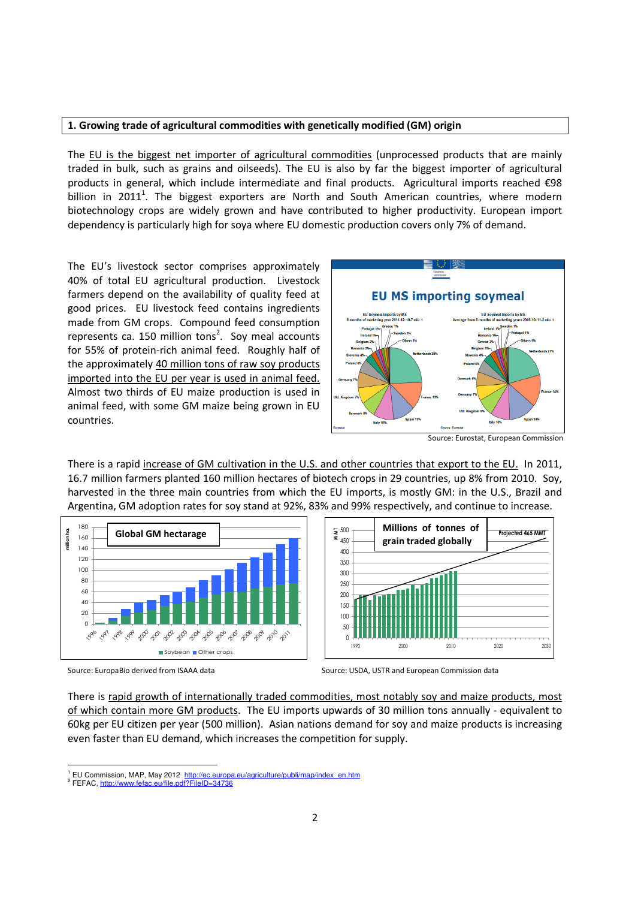## 1. Growing trade of agricultural commodities with genetically modified (GM) origin

The EU is the biggest net importer of agricultural commodities (unprocessed products that are mainly traded in bulk, such as grains and oilseeds). The EU is also by far the biggest importer of agricultural products in general, which include intermediate and final products. Agricultural imports reached €98 billion in 2011[1]. The biggest exporters are North and South American countries, where modern biotechnology crops are widely grown and have contributed to higher productivity. European import dependency is particularly high for soya where EU domestic production covers only 7% of demand.

The EU's livestock sector comprises approximately 40% of total EU agricultural production. Livestock farmers depend on the availability of quality feed at good prices. EU livestock feed contains ingredients made from GM crops. Compound feed consumption represents ca. 150 million tons[2]. Soy meal accounts for 55% of protein-rich animal feed. Roughly half of the approximately 40 million tons of raw soy products imported into the EU per year is used in animal feed. Almost two thirds of EU maize production is used in animal feed, with some GM maize being grown in EU countries.

Source: Eurostat, European Commission

There is a rapid increase of GM cultivation in the U.S. and other countries that export to the EU. In 2011, 16.7 million farmers planted 160 million hectares of biotech crops in 29 countries, up 8% from 2010. Soy, harvested in the three main countries from which the EU imports, is mostly GM: in the U.S., Brazil and Argentina, GM adoption rates for soy stand at 92%, 83% and 99% respectively, and continue to increase.

Source: EuropaBio derived from ISAAA data

Source: USDA, USTR and European Commission data

There is rapid growth of internationally traded commodities, most notably soy and maize products, most of which contain more GM products. The EU imports upwards of 30 million tons annually - equivalent to 60kg per EU citizen per year (500 million). Asian nations demand for soy and maize products is increasing even faster than EU demand, which increases the competition for supply.

[1] EU Commission, MAP, May 2012 http://ec.europa.eu/agriculture/publi/map/index_en.htm

[2] FEFAC, http://www.fefac.eu/file.pdf?FileID=34736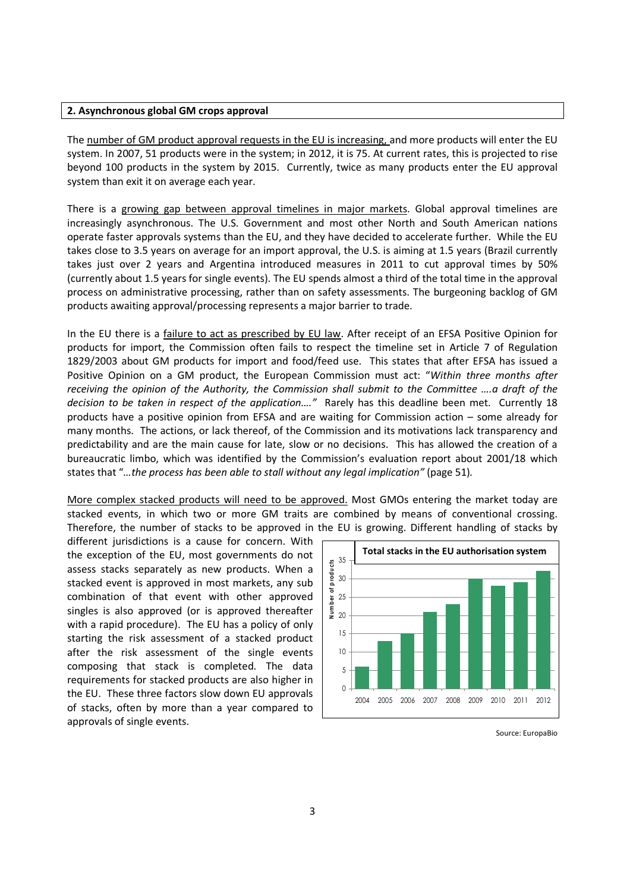**2. Asynchronous global GM crops approval**

The number of GM product approval requests in the EU is increasing, and more products will enter the EU system. In 2007, 51 products were in the system; in 2012, it is 75. At current rates, this is projected to rise beyond 100 products in the system by 2015. Currently, twice as many products enter the EU approval system than exit it on average each year.

There is a growing gap between approval timelines in major markets. Global approval timelines are increasingly asynchronous. The U.S. Government and most other North and South American nations operate faster approvals systems than the EU, and they have decided to accelerate further. While the EU takes close to 3.5 years on average for an import approval, the U.S. is aiming at 1.5 years (Brazil currently takes just over 2 years and Argentina introduced measures in 2011 to cut approval times by 50% (currently about 1.5 years for single events). The EU spends almost a third of the total time in the approval process on administrative processing, rather than on safety assessments. The burgeoning backlog of GM products awaiting approval/processing represents a major barrier to trade.

In the EU there is a failure to act as prescribed by EU law. After receipt of an EFSA Positive Opinion for products for import, the Commission often fails to respect the timeline set in Article 7 of Regulation 1829/2003 about GM products for import and food/feed use. This states that after EFSA has issued a Positive Opinion on a GM product, the European Commission must act: "*Within three months after receiving the opinion of the Authority, the Commission shall submit to the Committee ….a draft of the decision to be taken in respect of the application….*" Rarely has this deadline been met. Currently 18 products have a positive opinion from EFSA and are waiting for Commission action – some already for many months. The actions, or lack thereof, of the Commission and its motivations lack transparency and predictability and are the main cause for late, slow or no decisions. This has allowed the creation of a bureaucratic limbo, which was identified by the Commission's evaluation report about 2001/18 which states that "*…the process has been able to stall without any legal implication*" (page 51).

More complex stacked products will need to be approved. Most GMOs entering the market today are stacked events, in which two or more GM traits are combined by means of conventional crossing. Therefore, the number of stacks to be approved in the EU is growing. Different handling of stacks by different jurisdictions is a cause for concern. With the exception of the EU, most governments do not assess stacks separately as new products. When a stacked event is approved in most markets, any sub combination of that event with other approved singles is also approved (or is approved thereafter with a rapid procedure). The EU has a policy of only starting the risk assessment of a stacked product after the risk assessment of the single events composing that stack is completed. The data requirements for stacked products are also higher in the EU. These three factors slow down EU approvals of stacks, often by more than a year compared to approvals of single events.

**Total stacks in the EU authorisation system**

Source: EuropaBio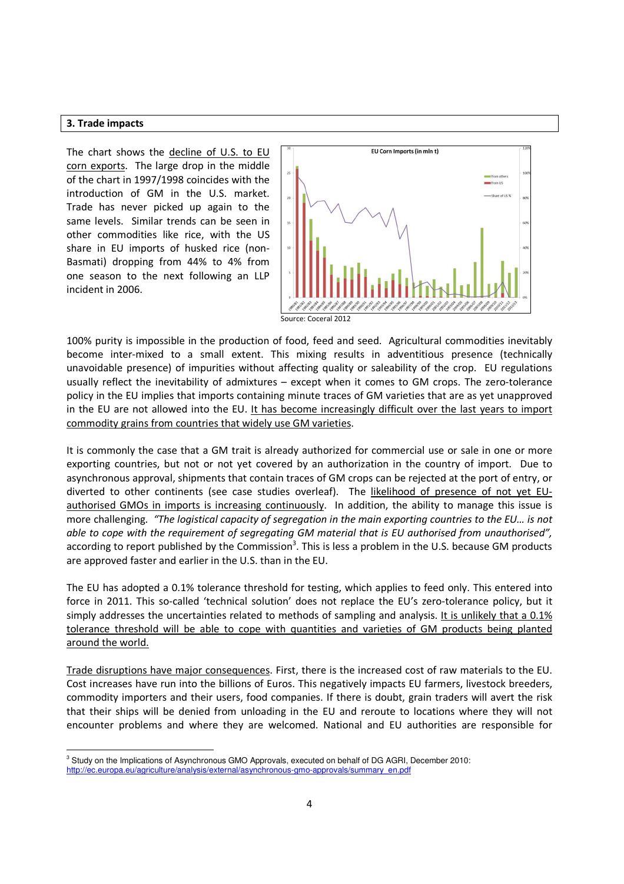**3. Trade impacts**

The chart shows the decline of U.S. to EU corn exports. The large drop in the middle of the chart in 1997/1998 coincides with the introduction of GM in the U.S. market. Trade has never picked up again to the same levels. Similar trends can be seen in other commodities like rice, with the US share in EU imports of husked rice (non-Basmati) dropping from 44% to 4% from one season to the next following an LLP incident in 2006.

Source: Coceral 2012

100% purity is impossible in the production of food, feed and seed. Agricultural commodities inevitably become inter-mixed to a small extent. This mixing results in adventitious presence (technically unavoidable presence) of impurities without affecting quality or saleability of the crop. EU regulations usually reflect the inevitability of admixtures – except when it comes to GM crops. The zero-tolerance policy in the EU implies that imports containing minute traces of GM varieties that are as yet unapproved in the EU are not allowed into the EU. It has become increasingly difficult over the last years to import commodity grains from countries that widely use GM varieties.

It is commonly the case that a GM trait is already authorized for commercial use or sale in one or more exporting countries, but not or not yet covered by an authorization in the country of import. Due to asynchronous approval, shipments that contain traces of GM crops can be rejected at the port of entry, or diverted to other continents (see case studies overleaf). The likelihood of presence of not yet EU-authorised GMOs in imports is increasing continuously. In addition, the ability to manage this issue is more challenging. *"The logistical capacity of segregation in the main exporting countries to the EU… is not able to cope with the requirement of segregating GM material that is EU authorised from unauthorised"*, according to report published by the Commission[3]. This is less a problem in the U.S. because GM products are approved faster and earlier in the U.S. than in the EU.

The EU has adopted a 0.1% tolerance threshold for testing, which applies to feed only. This entered into force in 2011. This so-called 'technical solution' does not replace the EU's zero-tolerance policy, but it simply addresses the uncertainties related to methods of sampling and analysis. It is unlikely that a 0.1% tolerance threshold will be able to cope with quantities and varieties of GM products being planted around the world.

Trade disruptions have major consequences. First, there is the increased cost of raw materials to the EU. Cost increases have run into the billions of Euros. This negatively impacts EU farmers, livestock breeders, commodity importers and their users, food companies. If there is doubt, grain traders will avert the risk that their ships will be denied from unloading in the EU and reroute to locations where they will not encounter problems and where they are welcomed. National and EU authorities are responsible for

[3] Study on the Implications of Asynchronous GMO Approvals, executed on behalf of DG AGRI, December 2010: http://ec.europa.eu/agriculture/analysis/external/asynchronous-gmo-approvals/summary_en.pdf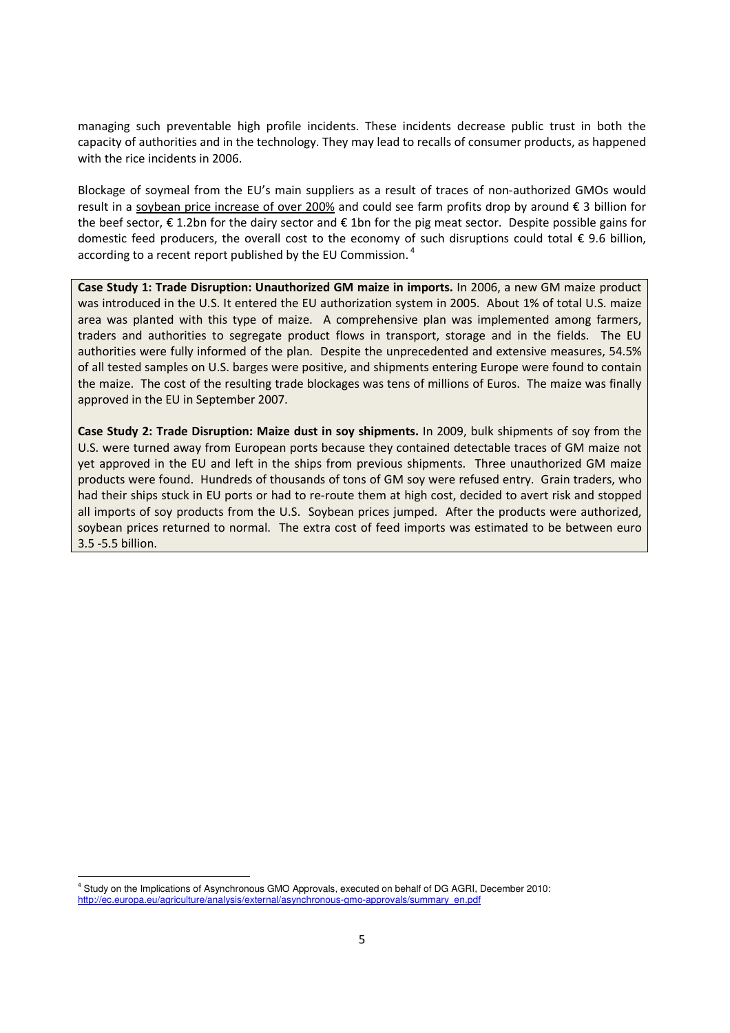managing such preventable high profile incidents. These incidents decrease public trust in both the capacity of authorities and in the technology. They may lead to recalls of consumer products, as happened with the rice incidents in 2006.

Blockage of soymeal from the EU's main suppliers as a result of traces of non-authorized GMOs would result in a soybean price increase of over 200% and could see farm profits drop by around € 3 billion for the beef sector, € 1.2bn for the dairy sector and € 1bn for the pig meat sector. Despite possible gains for domestic feed producers, the overall cost to the economy of such disruptions could total € 9.6 billion, according to a recent report published by the EU Commission.[4]

**Case Study 1: Trade Disruption: Unauthorized GM maize in imports.** In 2006, a new GM maize product was introduced in the U.S. It entered the EU authorization system in 2005. About 1% of total U.S. maize area was planted with this type of maize. A comprehensive plan was implemented among farmers, traders and authorities to segregate product flows in transport, storage and in the fields. The EU authorities were fully informed of the plan. Despite the unprecedented and extensive measures, 54.5% of all tested samples on U.S. barges were positive, and shipments entering Europe were found to contain the maize. The cost of the resulting trade blockages was tens of millions of Euros. The maize was finally approved in the EU in September 2007.

**Case Study 2: Trade Disruption: Maize dust in soy shipments.** In 2009, bulk shipments of soy from the U.S. were turned away from European ports because they contained detectable traces of GM maize not yet approved in the EU and left in the ships from previous shipments. Three unauthorized GM maize products were found. Hundreds of thousands of tons of GM soy were refused entry. Grain traders, who had their ships stuck in EU ports or had to re-route them at high cost, decided to avert risk and stopped all imports of soy products from the U.S. Soybean prices jumped. After the products were authorized, soybean prices returned to normal. The extra cost of feed imports was estimated to be between euro 3.5 -5.5 billion.

---

[4] Study on the Implications of Asynchronous GMO Approvals, executed on behalf of DG AGRI, December 2010: http://ec.europa.eu/agriculture/analysis/external/asynchronous-gmo-approvals/summary_en.pdf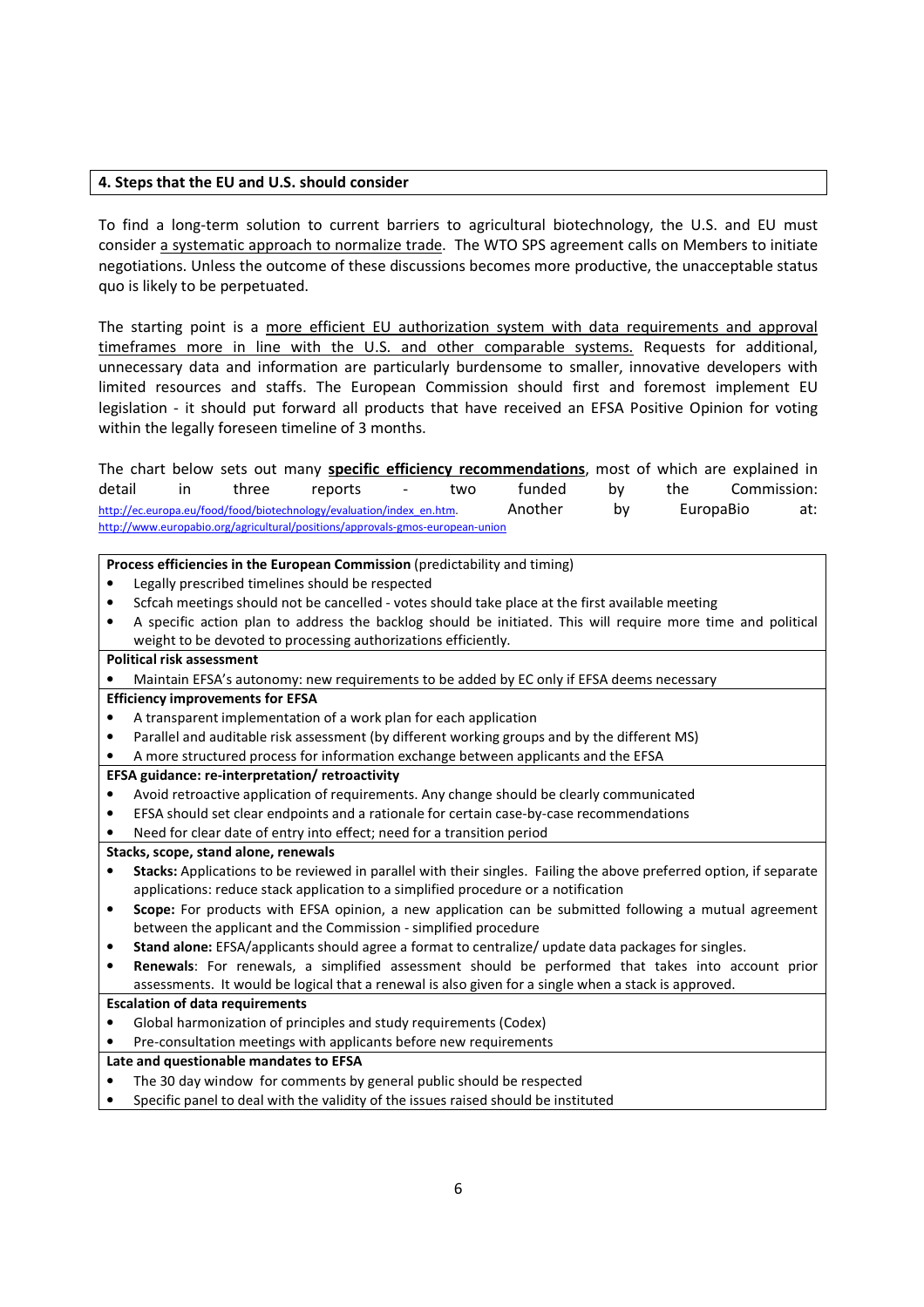## 4. Steps that the EU and U.S. should consider

To find a long-term solution to current barriers to agricultural biotechnology, the U.S. and EU must consider a systematic approach to normalize trade. The WTO SPS agreement calls on Members to initiate negotiations. Unless the outcome of these discussions becomes more productive, the unacceptable status quo is likely to be perpetuated.

The starting point is a more efficient EU authorization system with data requirements and approval timeframes more in line with the U.S. and other comparable systems. Requests for additional, unnecessary data and information are particularly burdensome to smaller, innovative developers with limited resources and staffs. The European Commission should first and foremost implement EU legislation - it should put forward all products that have received an EFSA Positive Opinion for voting within the legally foreseen timeline of 3 months.

The chart below sets out many **specific efficiency recommendations**, most of which are explained in detail in three reports - two funded by the Commission: http://ec.europa.eu/food/food/biotechnology/evaluation/index_en.htm. Another by EuropaBio at: http://www.europabio.org/agricultural/positions/approvals-gmos-european-union

| |
|---|
| **Process efficiencies in the European Commission** (predictability and timing)<br>• Legally prescribed timelines should be respected<br>• Scfcah meetings should not be cancelled - votes should take place at the first available meeting<br>• A specific action plan to address the backlog should be initiated. This will require more time and political weight to be devoted to processing authorizations efficiently. |
| **Political risk assessment**<br>• Maintain EFSA's autonomy: new requirements to be added by EC only if EFSA deems necessary |
| **Efficiency improvements for EFSA**<br>• A transparent implementation of a work plan for each application<br>• Parallel and auditable risk assessment (by different working groups and by the different MS)<br>• A more structured process for information exchange between applicants and the EFSA |
| **EFSA guidance: re-interpretation/ retroactivity**<br>• Avoid retroactive application of requirements. Any change should be clearly communicated<br>• EFSA should set clear endpoints and a rationale for certain case-by-case recommendations<br>• Need for clear date of entry into effect; need for a transition period |
| **Stacks, scope, stand alone, renewals**<br>• **Stacks:** Applications to be reviewed in parallel with their singles. Failing the above preferred option, if separate applications: reduce stack application to a simplified procedure or a notification<br>• **Scope:** For products with EFSA opinion, a new application can be submitted following a mutual agreement between the applicant and the Commission - simplified procedure<br>• **Stand alone:** EFSA/applicants should agree a format to centralize/ update data packages for singles.<br>• **Renewals**: For renewals, a simplified assessment should be performed that takes into account prior assessments. It would be logical that a renewal is also given for a single when a stack is approved. |
| **Escalation of data requirements**<br>• Global harmonization of principles and study requirements (Codex)<br>• Pre-consultation meetings with applicants before new requirements |
| **Late and questionable mandates to EFSA**<br>• The 30 day window for comments by general public should be respected<br>• Specific panel to deal with the validity of the issues raised should be instituted |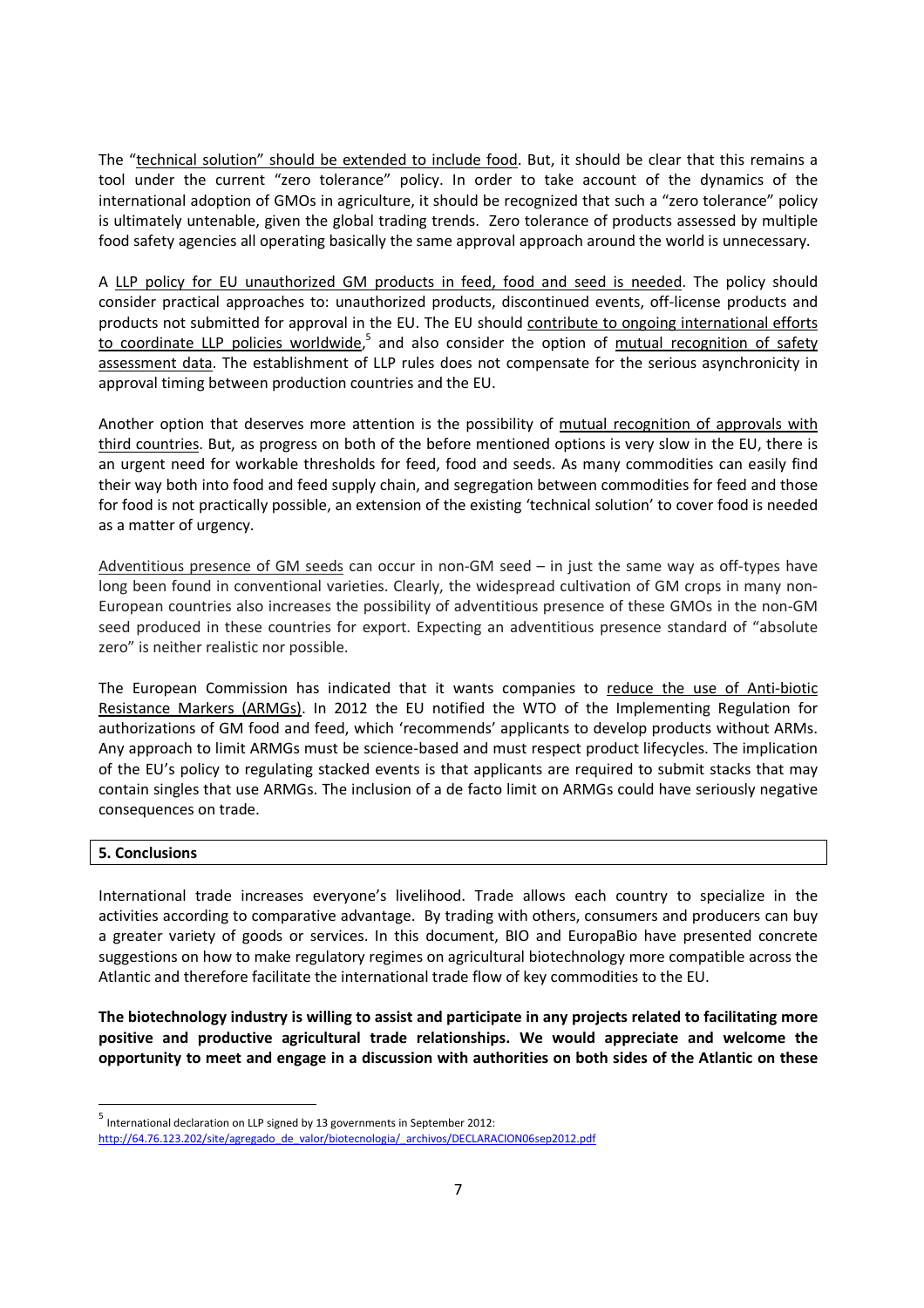The "technical solution" should be extended to include food. But, it should be clear that this remains a tool under the current "zero tolerance" policy. In order to take account of the dynamics of the international adoption of GMOs in agriculture, it should be recognized that such a "zero tolerance" policy is ultimately untenable, given the global trading trends. Zero tolerance of products assessed by multiple food safety agencies all operating basically the same approval approach around the world is unnecessary.

A LLP policy for EU unauthorized GM products in feed, food and seed is needed. The policy should consider practical approaches to: unauthorized products, discontinued events, off-license products and products not submitted for approval in the EU. The EU should contribute to ongoing international efforts to coordinate LLP policies worldwide,[5] and also consider the option of mutual recognition of safety assessment data. The establishment of LLP rules does not compensate for the serious asynchronicity in approval timing between production countries and the EU.

Another option that deserves more attention is the possibility of mutual recognition of approvals with third countries. But, as progress on both of the before mentioned options is very slow in the EU, there is an urgent need for workable thresholds for feed, food and seeds. As many commodities can easily find their way both into food and feed supply chain, and segregation between commodities for feed and those for food is not practically possible, an extension of the existing 'technical solution' to cover food is needed as a matter of urgency.

Adventitious presence of GM seeds can occur in non-GM seed – in just the same way as off-types have long been found in conventional varieties. Clearly, the widespread cultivation of GM crops in many non-European countries also increases the possibility of adventitious presence of these GMOs in the non-GM seed produced in these countries for export. Expecting an adventitious presence standard of "absolute zero" is neither realistic nor possible.

The European Commission has indicated that it wants companies to reduce the use of Anti-biotic Resistance Markers (ARMGs). In 2012 the EU notified the WTO of the Implementing Regulation for authorizations of GM food and feed, which 'recommends' applicants to develop products without ARMs. Any approach to limit ARMGs must be science-based and must respect product lifecycles. The implication of the EU's policy to regulating stacked events is that applicants are required to submit stacks that may contain singles that use ARMGs. The inclusion of a de facto limit on ARMGs could have seriously negative consequences on trade.

## 5. Conclusions

International trade increases everyone's livelihood. Trade allows each country to specialize in the activities according to comparative advantage. By trading with others, consumers and producers can buy a greater variety of goods or services. In this document, BIO and EuropaBio have presented concrete suggestions on how to make regulatory regimes on agricultural biotechnology more compatible across the Atlantic and therefore facilitate the international trade flow of key commodities to the EU.

**The biotechnology industry is willing to assist and participate in any projects related to facilitating more positive and productive agricultural trade relationships. We would appreciate and welcome the opportunity to meet and engage in a discussion with authorities on both sides of the Atlantic on these**

---

[5] International declaration on LLP signed by 13 governments in September 2012: http://64.76.123.202/site/agregado_de_valor/biotecnologia/_archivos/DECLARACION06sep2012.pdf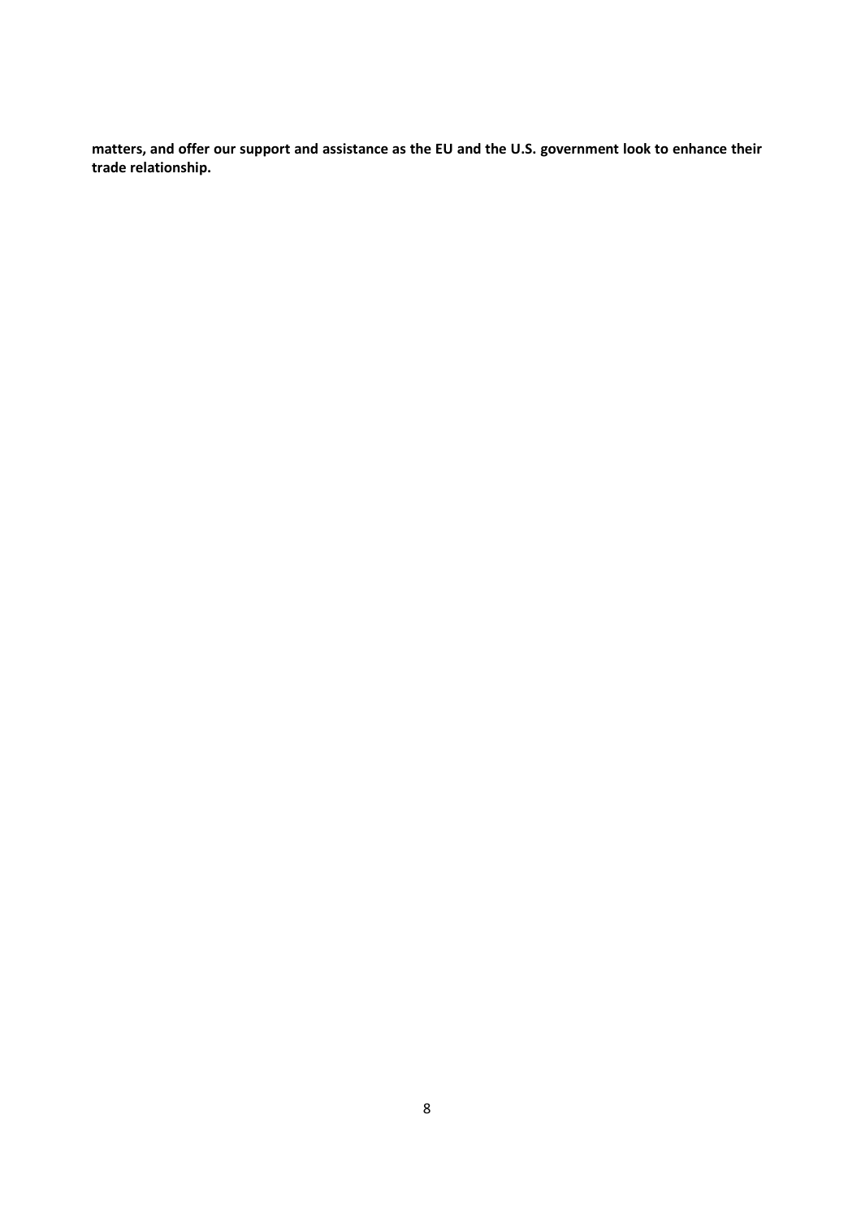**matters, and offer our support and assistance as the EU and the U.S. government look to enhance their trade relationship.**